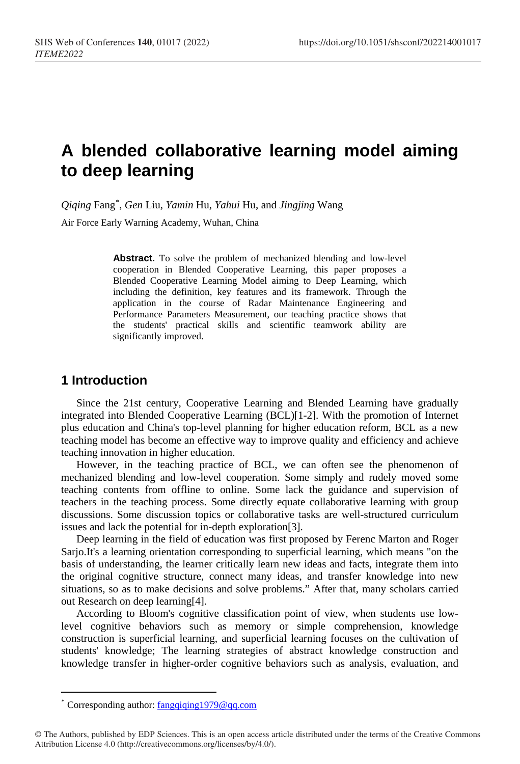# A blended collaborative learning model aiming to deep learning

*Qiqing* Fang*, *Gen* Liu, *Yamin* Hu, *Yahui* Hu, and *Jingjing* Wang

Air Force Early Warning Academy, Wuhan, China

**Abstract.** To solve the problem of mechanized blending and low-level cooperation in Blended Cooperative Learning, this paper proposes a Blended Cooperative Learning Model aiming to Deep Learning, which including the definition, key features and its framework. Through the application in the course of Radar Maintenance Engineering and Performance Parameters Measurement, our teaching practice shows that the students' practical skills and scientific teamwork ability are significantly improved.

## 1 Introduction

Since the 21st century, Cooperative Learning and Blended Learning have gradually integrated into Blended Cooperative Learning (BCL)[1-2]. With the promotion of Internet plus education and China's top-level planning for higher education reform, BCL as a new teaching model has become an effective way to improve quality and efficiency and achieve teaching innovation in higher education.

However, in the teaching practice of BCL, we can often see the phenomenon of mechanized blending and low-level cooperation. Some simply and rudely moved some teaching contents from offline to online. Some lack the guidance and supervision of teachers in the teaching process. Some directly equate collaborative learning with group discussions. Some discussion topics or collaborative tasks are well-structured curriculum issues and lack the potential for in-depth exploration[3].

Deep learning in the field of education was first proposed by Ferenc Marton and Roger Sarjo.It's a learning orientation corresponding to superficial learning, which means "on the basis of understanding, the learner critically learn new ideas and facts, integrate them into the original cognitive structure, connect many ideas, and transfer knowledge into new situations, so as to make decisions and solve problems." After that, many scholars carried out Research on deep learning[4].

According to Bloom's cognitive classification point of view, when students use low-level cognitive behaviors such as memory or simple comprehension, knowledge construction is superficial learning, and superficial learning focuses on the cultivation of students' knowledge; The learning strategies of abstract knowledge construction and knowledge transfer in higher-order cognitive behaviors such as analysis, evaluation, and

---

* Corresponding author: fangqiqing1979@qq.com

© The Authors, published by EDP Sciences. This is an open access article distributed under the terms of the Creative Commons Attribution License 4.0 (http://creativecommons.org/licenses/by/4.0/).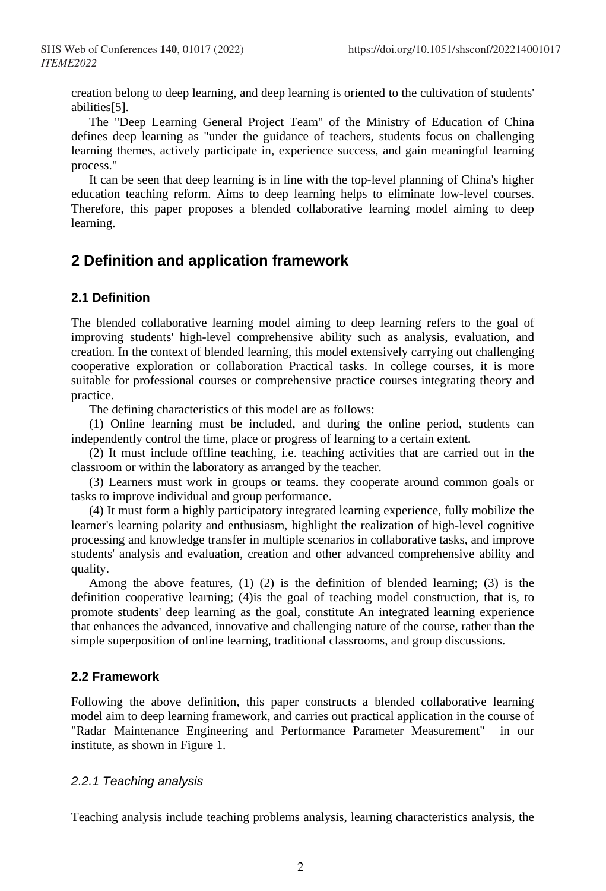creation belong to deep learning, and deep learning is oriented to the cultivation of students' abilities[5].

The "Deep Learning General Project Team" of the Ministry of Education of China defines deep learning as "under the guidance of teachers, students focus on challenging learning themes, actively participate in, experience success, and gain meaningful learning process."

It can be seen that deep learning is in line with the top-level planning of China's higher education teaching reform. Aims to deep learning helps to eliminate low-level courses. Therefore, this paper proposes a blended collaborative learning model aiming to deep learning.

## 2 Definition and application framework

### 2.1 Definition

The blended collaborative learning model aiming to deep learning refers to the goal of improving students' high-level comprehensive ability such as analysis, evaluation, and creation. In the context of blended learning, this model extensively carrying out challenging cooperative exploration or collaboration Practical tasks. In college courses, it is more suitable for professional courses or comprehensive practice courses integrating theory and practice.

The defining characteristics of this model are as follows:

(1) Online learning must be included, and during the online period, students can independently control the time, place or progress of learning to a certain extent.

(2) It must include offline teaching, i.e. teaching activities that are carried out in the classroom or within the laboratory as arranged by the teacher.

(3) Learners must work in groups or teams. they cooperate around common goals or tasks to improve individual and group performance.

(4) It must form a highly participatory integrated learning experience, fully mobilize the learner's learning polarity and enthusiasm, highlight the realization of high-level cognitive processing and knowledge transfer in multiple scenarios in collaborative tasks, and improve students' analysis and evaluation, creation and other advanced comprehensive ability and quality.

Among the above features, (1) (2) is the definition of blended learning; (3) is the definition cooperative learning; (4)is the goal of teaching model construction, that is, to promote students' deep learning as the goal, constitute An integrated learning experience that enhances the advanced, innovative and challenging nature of the course, rather than the simple superposition of online learning, traditional classrooms, and group discussions.

### 2.2 Framework

Following the above definition, this paper constructs a blended collaborative learning model aim to deep learning framework, and carries out practical application in the course of "Radar Maintenance Engineering and Performance Parameter Measurement" in our institute, as shown in Figure 1.

#### *2.2.1 Teaching analysis*

Teaching analysis include teaching problems analysis, learning characteristics analysis, the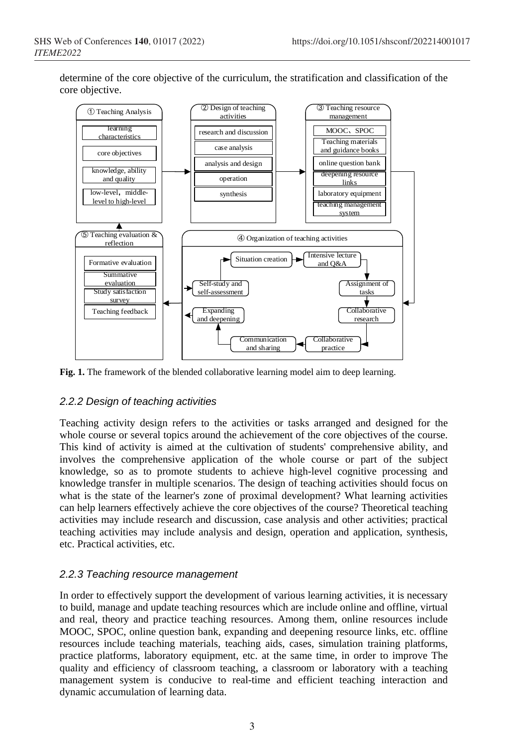determine of the core objective of the curriculum, the stratification and classification of the core objective.

Fig. 1. The framework of the blended collaborative learning model aim to deep learning.

### 2.2.2 Design of teaching activities

Teaching activity design refers to the activities or tasks arranged and designed for the whole course or several topics around the achievement of the core objectives of the course. This kind of activity is aimed at the cultivation of students' comprehensive ability, and involves the comprehensive application of the whole course or part of the subject knowledge, so as to promote students to achieve high-level cognitive processing and knowledge transfer in multiple scenarios. The design of teaching activities should focus on what is the state of the learner's zone of proximal development? What learning activities can help learners effectively achieve the core objectives of the course? Theoretical teaching activities may include research and discussion, case analysis and other activities; practical teaching activities may include analysis and design, operation and application, synthesis, etc. Practical activities, etc.

### 2.2.3 Teaching resource management

In order to effectively support the development of various learning activities, it is necessary to build, manage and update teaching resources which are include online and offline, virtual and real, theory and practice teaching resources. Among them, online resources include MOOC, SPOC, online question bank, expanding and deepening resource links, etc. offline resources include teaching materials, teaching aids, cases, simulation training platforms, practice platforms, laboratory equipment, etc. at the same time, in order to improve The quality and efficiency of classroom teaching, a classroom or laboratory with a teaching management system is conducive to real-time and efficient teaching interaction and dynamic accumulation of learning data.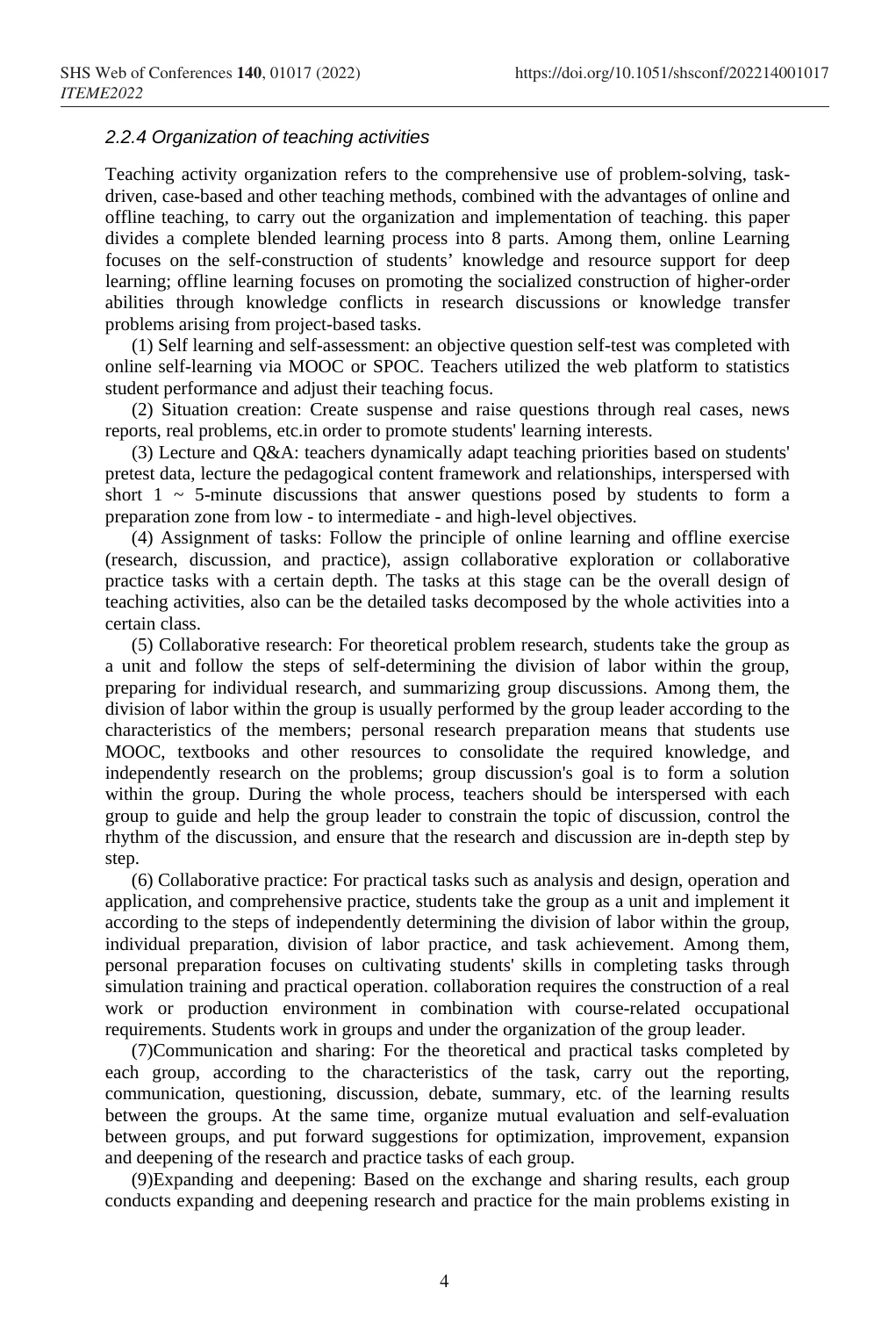#### *2.2.4 Organization of teaching activities*

Teaching activity organization refers to the comprehensive use of problem-solving, task-driven, case-based and other teaching methods, combined with the advantages of online and offline teaching, to carry out the organization and implementation of teaching. this paper divides a complete blended learning process into 8 parts. Among them, online Learning focuses on the self-construction of students' knowledge and resource support for deep learning; offline learning focuses on promoting the socialized construction of higher-order abilities through knowledge conflicts in research discussions or knowledge transfer problems arising from project-based tasks.

(1) Self learning and self-assessment: an objective question self-test was completed with online self-learning via MOOC or SPOC. Teachers utilized the web platform to statistics student performance and adjust their teaching focus.

(2) Situation creation: Create suspense and raise questions through real cases, news reports, real problems, etc.in order to promote students' learning interests.

(3) Lecture and Q&A: teachers dynamically adapt teaching priorities based on students' pretest data, lecture the pedagogical content framework and relationships, interspersed with short 1 ~ 5-minute discussions that answer questions posed by students to form a preparation zone from low - to intermediate - and high-level objectives.

(4) Assignment of tasks: Follow the principle of online learning and offline exercise (research, discussion, and practice), assign collaborative exploration or collaborative practice tasks with a certain depth. The tasks at this stage can be the overall design of teaching activities, also can be the detailed tasks decomposed by the whole activities into a certain class.

(5) Collaborative research: For theoretical problem research, students take the group as a unit and follow the steps of self-determining the division of labor within the group, preparing for individual research, and summarizing group discussions. Among them, the division of labor within the group is usually performed by the group leader according to the characteristics of the members; personal research preparation means that students use MOOC, textbooks and other resources to consolidate the required knowledge, and independently research on the problems; group discussion's goal is to form a solution within the group. During the whole process, teachers should be interspersed with each group to guide and help the group leader to constrain the topic of discussion, control the rhythm of the discussion, and ensure that the research and discussion are in-depth step by step.

(6) Collaborative practice: For practical tasks such as analysis and design, operation and application, and comprehensive practice, students take the group as a unit and implement it according to the steps of independently determining the division of labor within the group, individual preparation, division of labor practice, and task achievement. Among them, personal preparation focuses on cultivating students' skills in completing tasks through simulation training and practical operation. collaboration requires the construction of a real work or production environment in combination with course-related occupational requirements. Students work in groups and under the organization of the group leader.

(7)Communication and sharing: For the theoretical and practical tasks completed by each group, according to the characteristics of the task, carry out the reporting, communication, questioning, discussion, debate, summary, etc. of the learning results between the groups. At the same time, organize mutual evaluation and self-evaluation between groups, and put forward suggestions for optimization, improvement, expansion and deepening of the research and practice tasks of each group.

(9)Expanding and deepening: Based on the exchange and sharing results, each group conducts expanding and deepening research and practice for the main problems existing in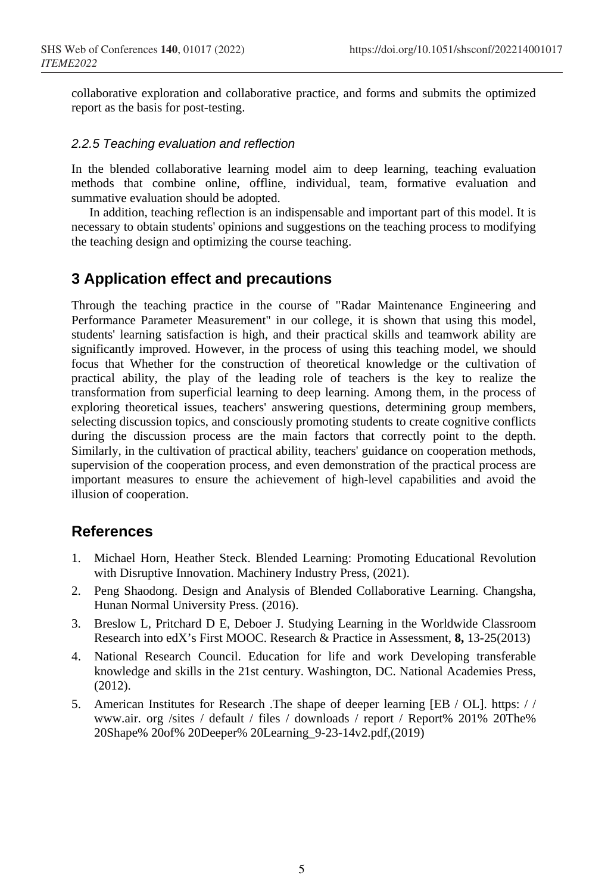collaborative exploration and collaborative practice, and forms and submits the optimized report as the basis for post-testing.

#### *2.2.5 Teaching evaluation and reflection*

In the blended collaborative learning model aim to deep learning, teaching evaluation methods that combine online, offline, individual, team, formative evaluation and summative evaluation should be adopted.

In addition, teaching reflection is an indispensable and important part of this model. It is necessary to obtain students' opinions and suggestions on the teaching process to modifying the teaching design and optimizing the course teaching.

## 3 Application effect and precautions

Through the teaching practice in the course of "Radar Maintenance Engineering and Performance Parameter Measurement" in our college, it is shown that using this model, students' learning satisfaction is high, and their practical skills and teamwork ability are significantly improved. However, in the process of using this teaching model, we should focus that Whether for the construction of theoretical knowledge or the cultivation of practical ability, the play of the leading role of teachers is the key to realize the transformation from superficial learning to deep learning. Among them, in the process of exploring theoretical issues, teachers' answering questions, determining group members, selecting discussion topics, and consciously promoting students to create cognitive conflicts during the discussion process are the main factors that correctly point to the depth. Similarly, in the cultivation of practical ability, teachers' guidance on cooperation methods, supervision of the cooperation process, and even demonstration of the practical process are important measures to ensure the achievement of high-level capabilities and avoid the illusion of cooperation.

## References

1. Michael Horn, Heather Steck. Blended Learning: Promoting Educational Revolution with Disruptive Innovation. Machinery Industry Press, (2021).
2. Peng Shaodong. Design and Analysis of Blended Collaborative Learning. Changsha, Hunan Normal University Press. (2016).
3. Breslow L, Pritchard D E, Deboer J. Studying Learning in the Worldwide Classroom Research into edX's First MOOC. Research & Practice in Assessment, **8,** 13-25(2013)
4. National Research Council. Education for life and work Developing transferable knowledge and skills in the 21st century. Washington, DC. National Academies Press, (2012).
5. American Institutes for Research .The shape of deeper learning [EB / OL]. https: / / www.air. org /sites / default / files / downloads / report / Report% 201% 20The% 20Shape% 20of% 20Deeper% 20Learning_9-23-14v2.pdf,(2019)